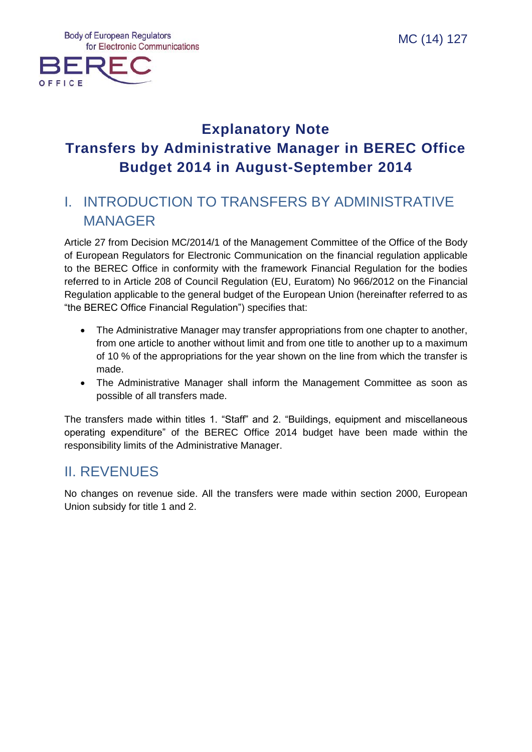MC (14) 127

# Explanatory Note
# Transfers by Administrative Manager in BEREC Office Budget 2014 in August-September 2014

## I. INTRODUCTION TO TRANSFERS BY ADMINISTRATIVE MANAGER

Article 27 from Decision MC/2014/1 of the Management Committee of the Office of the Body of European Regulators for Electronic Communication on the financial regulation applicable to the BEREC Office in conformity with the framework Financial Regulation for the bodies referred to in Article 208 of Council Regulation (EU, Euratom) No 966/2012 on the Financial Regulation applicable to the general budget of the European Union (hereinafter referred to as "the BEREC Office Financial Regulation") specifies that:

- The Administrative Manager may transfer appropriations from one chapter to another, from one article to another without limit and from one title to another up to a maximum of 10 % of the appropriations for the year shown on the line from which the transfer is made.
- The Administrative Manager shall inform the Management Committee as soon as possible of all transfers made.

The transfers made within titles 1. "Staff" and 2. "Buildings, equipment and miscellaneous operating expenditure" of the BEREC Office 2014 budget have been made within the responsibility limits of the Administrative Manager.

## II. REVENUES

No changes on revenue side. All the transfers were made within section 2000, European Union subsidy for title 1 and 2.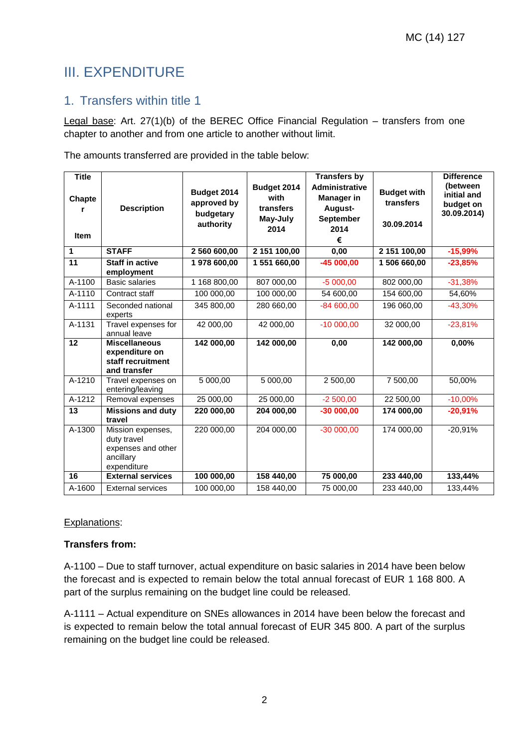# III. EXPENDITURE

## 1. Transfers within title 1

Legal base: Art. 27(1)(b) of the BEREC Office Financial Regulation – transfers from one chapter to another and from one article to another without limit.

The amounts transferred are provided in the table below:

| Title<br>Chapter<br>Item | Description | Budget 2014 approved by budgetary authority | Budget 2014 with transfers May-July 2014 | Transfers by Administrative Manager in August-September 2014<br>€ | Budget with transfers<br>30.09.2014 | Difference (between initial and budget on 30.09.2014) |
|---|---|---|---|---|---|---|
| **1** | **STAFF** | **2 560 600,00** | **2 151 100,00** | **0,00** | **2 151 100,00** | **-15,99%** |
| **11** | **Staff in active employment** | **1 978 600,00** | **1 551 660,00** | **-45 000,00** | **1 506 660,00** | **-23,85%** |
| A-1100 | Basic salaries | 1 168 800,00 | 807 000,00 | -5 000,00 | 802 000,00 | -31,38% |
| A-1110 | Contract staff | 100 000,00 | 100 000,00 | 54 600,00 | 154 600,00 | 54,60% |
| A-1111 | Seconded national experts | 345 800,00 | 280 660,00 | -84 600,00 | 196 060,00 | -43,30% |
| A-1131 | Travel expenses for annual leave | 42 000,00 | 42 000,00 | -10 000,00 | 32 000,00 | -23,81% |
| **12** | **Miscellaneous expenditure on staff recruitment and transfer** | **142 000,00** | **142 000,00** | **0,00** | **142 000,00** | **0,00%** |
| A-1210 | Travel expenses on entering/leaving | 5 000,00 | 5 000,00 | 2 500,00 | 7 500,00 | 50,00% |
| A-1212 | Removal expenses | 25 000,00 | 25 000,00 | -2 500,00 | 22 500,00 | -10,00% |
| **13** | **Missions and duty travel** | **220 000,00** | **204 000,00** | **-30 000,00** | **174 000,00** | **-20,91%** |
| A-1300 | Mission expenses, duty travel expenses and other ancillary expenditure | 220 000,00 | 204 000,00 | -30 000,00 | 174 000,00 | -20,91% |
| **16** | **External services** | **100 000,00** | **158 440,00** | **75 000,00** | **233 440,00** | **133,44%** |
| A-1600 | External services | 100 000,00 | 158 440,00 | 75 000,00 | 233 440,00 | 133,44% |

Explanations:

**Transfers from:**

A-1100 – Due to staff turnover, actual expenditure on basic salaries in 2014 have been below the forecast and is expected to remain below the total annual forecast of EUR 1 168 800. A part of the surplus remaining on the budget line could be released.

A-1111 – Actual expenditure on SNEs allowances in 2014 have been below the forecast and is expected to remain below the total annual forecast of EUR 345 800. A part of the surplus remaining on the budget line could be released.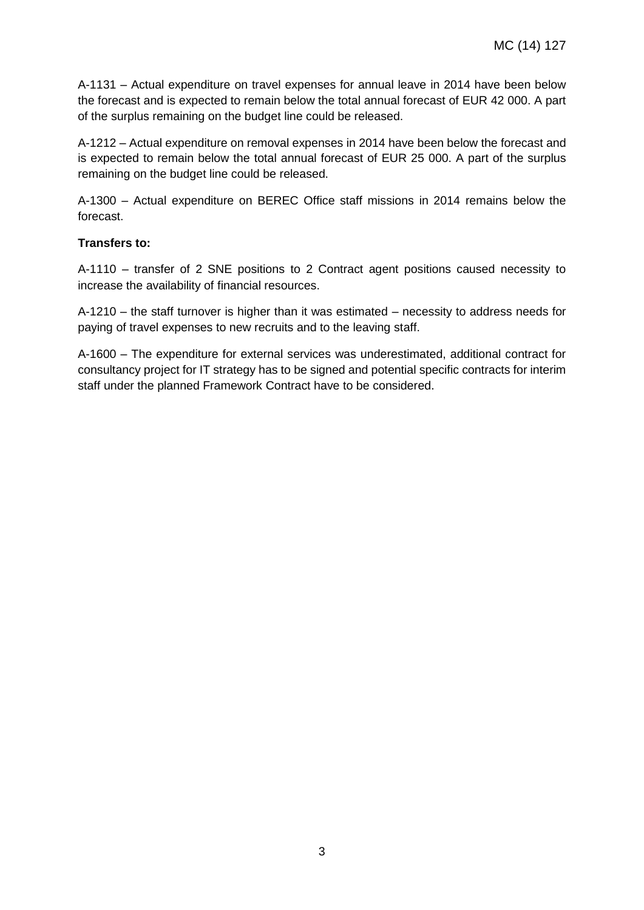A-1131 – Actual expenditure on travel expenses for annual leave in 2014 have been below the forecast and is expected to remain below the total annual forecast of EUR 42 000. A part of the surplus remaining on the budget line could be released.

A-1212 – Actual expenditure on removal expenses in 2014 have been below the forecast and is expected to remain below the total annual forecast of EUR 25 000. A part of the surplus remaining on the budget line could be released.

A-1300 – Actual expenditure on BEREC Office staff missions in 2014 remains below the forecast.

**Transfers to:**

A-1110 – transfer of 2 SNE positions to 2 Contract agent positions caused necessity to increase the availability of financial resources.

A-1210 – the staff turnover is higher than it was estimated – necessity to address needs for paying of travel expenses to new recruits and to the leaving staff.

A-1600 – The expenditure for external services was underestimated, additional contract for consultancy project for IT strategy has to be signed and potential specific contracts for interim staff under the planned Framework Contract have to be considered.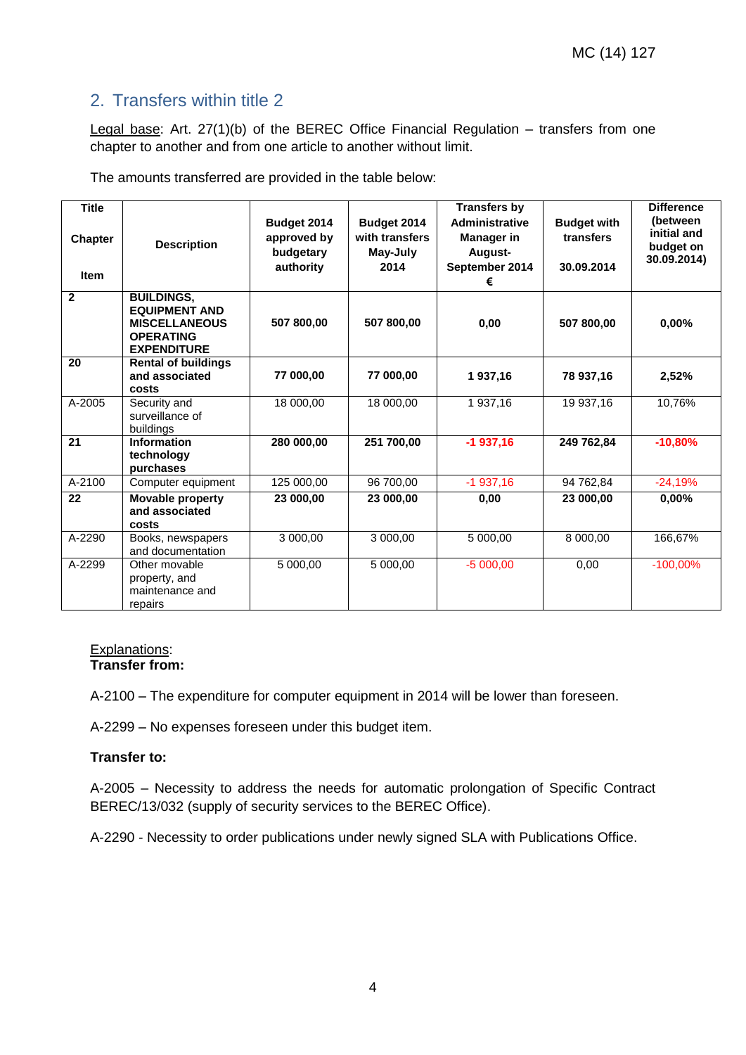## 2. Transfers within title 2

Legal base: Art. 27(1)(b) of the BEREC Office Financial Regulation – transfers from one chapter to another and from one article to another without limit.

The amounts transferred are provided in the table below:

| Title<br>Chapter<br>Item | Description | Budget 2014 approved by budgetary authority | Budget 2014 with transfers May-July 2014 | Transfers by Administrative Manager in August-September 2014 € | Budget with transfers 30.09.2014 | Difference (between initial and budget on 30.09.2014) |
|---|---|---|---|---|---|---|
| **2** | **BUILDINGS, EQUIPMENT AND MISCELLANEOUS OPERATING EXPENDITURE** | **507 800,00** | **507 800,00** | **0,00** | **507 800,00** | **0,00%** |
| **20** | **Rental of buildings and associated costs** | **77 000,00** | **77 000,00** | **1 937,16** | **78 937,16** | **2,52%** |
| A-2005 | Security and surveillance of buildings | 18 000,00 | 18 000,00 | 1 937,16 | 19 937,16 | 10,76% |
| **21** | **Information technology purchases** | **280 000,00** | **251 700,00** | **-1 937,16** | **249 762,84** | **-10,80%** |
| A-2100 | Computer equipment | 125 000,00 | 96 700,00 | -1 937,16 | 94 762,84 | -24,19% |
| **22** | **Movable property and associated costs** | **23 000,00** | **23 000,00** | **0,00** | **23 000,00** | **0,00%** |
| A-2290 | Books, newspapers and documentation | 3 000,00 | 3 000,00 | 5 000,00 | 8 000,00 | 166,67% |
| A-2299 | Other movable property, and maintenance and repairs | 5 000,00 | 5 000,00 | -5 000,00 | 0,00 | -100,00% |

Explanations:

**Transfer from:**

A-2100 – The expenditure for computer equipment in 2014 will be lower than foreseen.

A-2299 – No expenses foreseen under this budget item.

**Transfer to:**

A-2005 – Necessity to address the needs for automatic prolongation of Specific Contract BEREC/13/032 (supply of security services to the BEREC Office).

A-2290 - Necessity to order publications under newly signed SLA with Publications Office.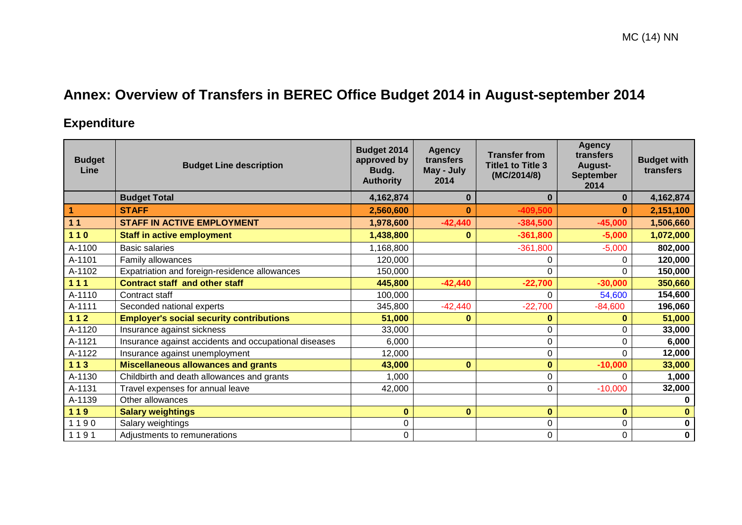# Annex: Overview of Transfers in BEREC Office Budget 2014 in August-september 2014

## Expenditure

| Budget Line | Budget Line description | Budget 2014 approved by Budg. Authority | Agency transfers May - July 2014 | Transfer from Title1 to Title 3 (MC/2014/8) | Agency transfers August-September 2014 | Budget with transfers |
|---|---|---|---|---|---|---|
| | **Budget Total** | **4,162,874** | **0** | **0** | **0** | **4,162,874** |
| **1** | **STAFF** | **2,560,600** | **0** | **-409,500** | **0** | **2,151,100** |
| **1 1** | **STAFF IN ACTIVE EMPLOYMENT** | **1,978,600** | **-42,440** | **-384,500** | **-45,000** | **1,506,660** |
| **1 1 0** | **Staff in active employment** | **1,438,800** | **0** | **-361,800** | **-5,000** | **1,072,000** |
| A-1100 | Basic salaries | 1,168,800 | | -361,800 | -5,000 | **802,000** |
| A-1101 | Family allowances | 120,000 | | 0 | 0 | **120,000** |
| A-1102 | Expatriation and foreign-residence allowances | 150,000 | | 0 | 0 | **150,000** |
| **1 1 1** | **Contract staff and other staff** | **445,800** | **-42,440** | **-22,700** | **-30,000** | **350,660** |
| A-1110 | Contract staff | 100,000 | | 0 | 54,600 | **154,600** |
| A-1111 | Seconded national experts | 345,800 | -42,440 | -22,700 | -84,600 | **196,060** |
| **1 1 2** | **Employer's social security contributions** | **51,000** | **0** | **0** | **0** | **51,000** |
| A-1120 | Insurance against sickness | 33,000 | | 0 | 0 | **33,000** |
| A-1121 | Insurance against accidents and occupational diseases | 6,000 | | 0 | 0 | **6,000** |
| A-1122 | Insurance against unemployment | 12,000 | | 0 | 0 | **12,000** |
| **1 1 3** | **Miscellaneous allowances and grants** | **43,000** | **0** | **0** | **-10,000** | **33,000** |
| A-1130 | Childbirth and death allowances and grants | 1,000 | | 0 | 0 | **1,000** |
| A-1131 | Travel expenses for annual leave | 42,000 | | 0 | -10,000 | **32,000** |
| A-1139 | Other allowances | | | | | **0** |
| **1 1 9** | **Salary weightings** | **0** | **0** | **0** | **0** | **0** |
| 1 1 9 0 | Salary weightings | 0 | | 0 | 0 | **0** |
| 1 1 9 1 | Adjustments to remunerations | 0 | | 0 | 0 | **0** |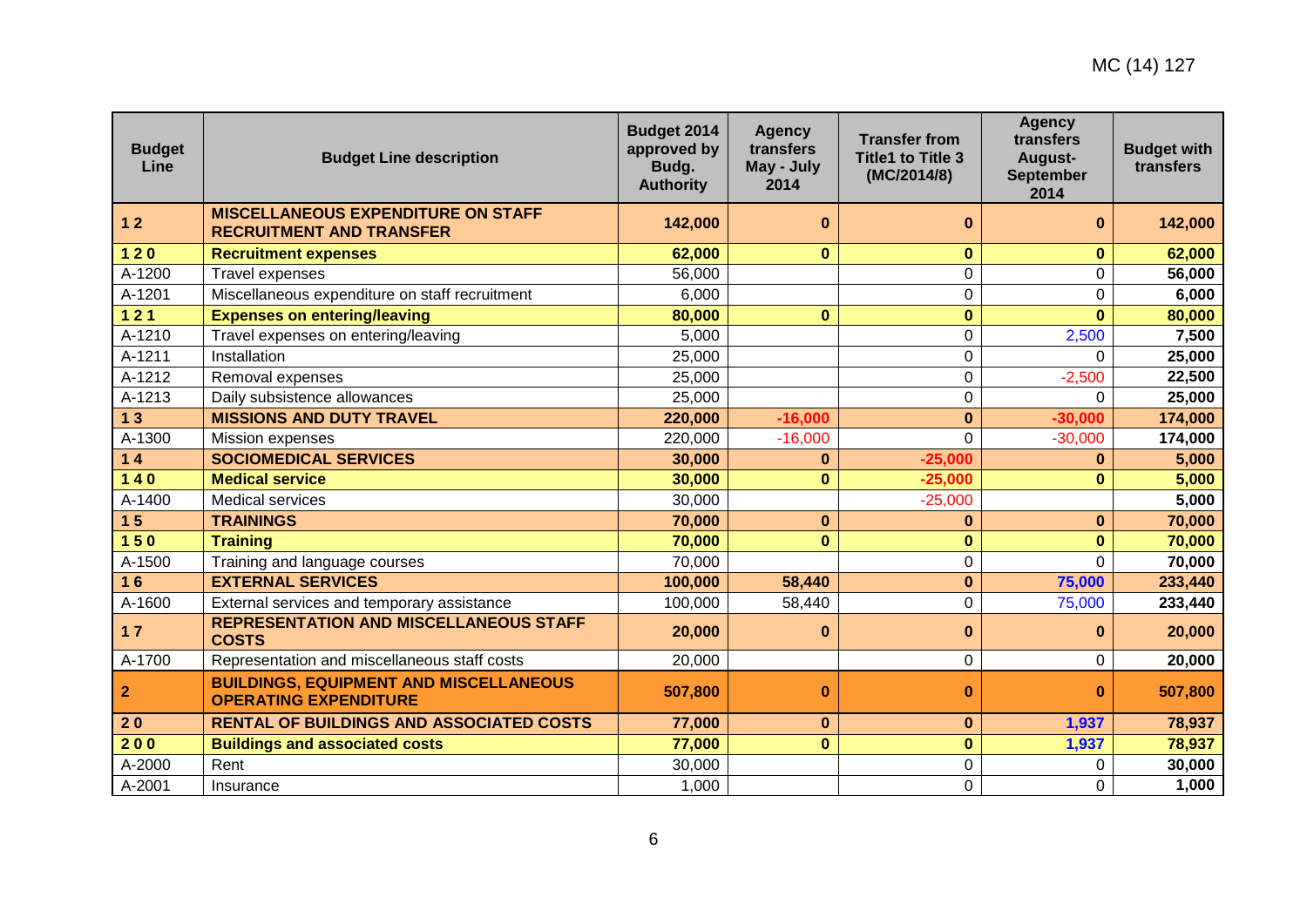MC (14) 127

| Budget Line | Budget Line description | Budget 2014 approved by Budg. Authority | Agency transfers May - July 2014 | Transfer from Title1 to Title 3 (MC/2014/8) | Agency transfers August-September 2014 | Budget with transfers |
|---|---|---|---|---|---|---|
| **1 2** | **MISCELLANEOUS EXPENDITURE ON STAFF RECRUITMENT AND TRANSFER** | **142,000** | **0** | **0** | **0** | **142,000** |
| **1 2 0** | **Recruitment expenses** | **62,000** | **0** | **0** | **0** | **62,000** |
| A-1200 | Travel expenses | 56,000 | | 0 | 0 | **56,000** |
| A-1201 | Miscellaneous expenditure on staff recruitment | 6,000 | | 0 | 0 | **6,000** |
| **1 2 1** | **Expenses on entering/leaving** | **80,000** | **0** | **0** | **0** | **80,000** |
| A-1210 | Travel expenses on entering/leaving | 5,000 | | 0 | 2,500 | **7,500** |
| A-1211 | Installation | 25,000 | | 0 | 0 | **25,000** |
| A-1212 | Removal expenses | 25,000 | | 0 | -2,500 | **22,500** |
| A-1213 | Daily subsistence allowances | 25,000 | | 0 | 0 | **25,000** |
| **1 3** | **MISSIONS AND DUTY TRAVEL** | **220,000** | **-16,000** | **0** | **-30,000** | **174,000** |
| A-1300 | Mission expenses | 220,000 | -16,000 | 0 | -30,000 | **174,000** |
| **1 4** | **SOCIOMEDICAL SERVICES** | **30,000** | **0** | **-25,000** | **0** | **5,000** |
| **1 4 0** | **Medical service** | **30,000** | **0** | **-25,000** | **0** | **5,000** |
| A-1400 | Medical services | 30,000 | | -25,000 | | **5,000** |
| **1 5** | **TRAININGS** | **70,000** | **0** | **0** | **0** | **70,000** |
| **1 5 0** | **Training** | **70,000** | **0** | **0** | **0** | **70,000** |
| A-1500 | Training and language courses | 70,000 | | 0 | 0 | **70,000** |
| **1 6** | **EXTERNAL SERVICES** | **100,000** | **58,440** | **0** | **75,000** | **233,440** |
| A-1600 | External services and temporary assistance | 100,000 | 58,440 | 0 | 75,000 | **233,440** |
| **1 7** | **REPRESENTATION AND MISCELLANEOUS STAFF COSTS** | **20,000** | **0** | **0** | **0** | **20,000** |
| A-1700 | Representation and miscellaneous staff costs | 20,000 | | 0 | 0 | **20,000** |
| **2** | **BUILDINGS, EQUIPMENT AND MISCELLANEOUS OPERATING EXPENDITURE** | **507,800** | **0** | **0** | **0** | **507,800** |
| **2 0** | **RENTAL OF BUILDINGS AND ASSOCIATED COSTS** | **77,000** | **0** | **0** | **1,937** | **78,937** |
| **2 0 0** | **Buildings and associated costs** | **77,000** | **0** | **0** | **1,937** | **78,937** |
| A-2000 | Rent | 30,000 | | 0 | 0 | **30,000** |
| A-2001 | Insurance | 1,000 | | 0 | 0 | **1,000** |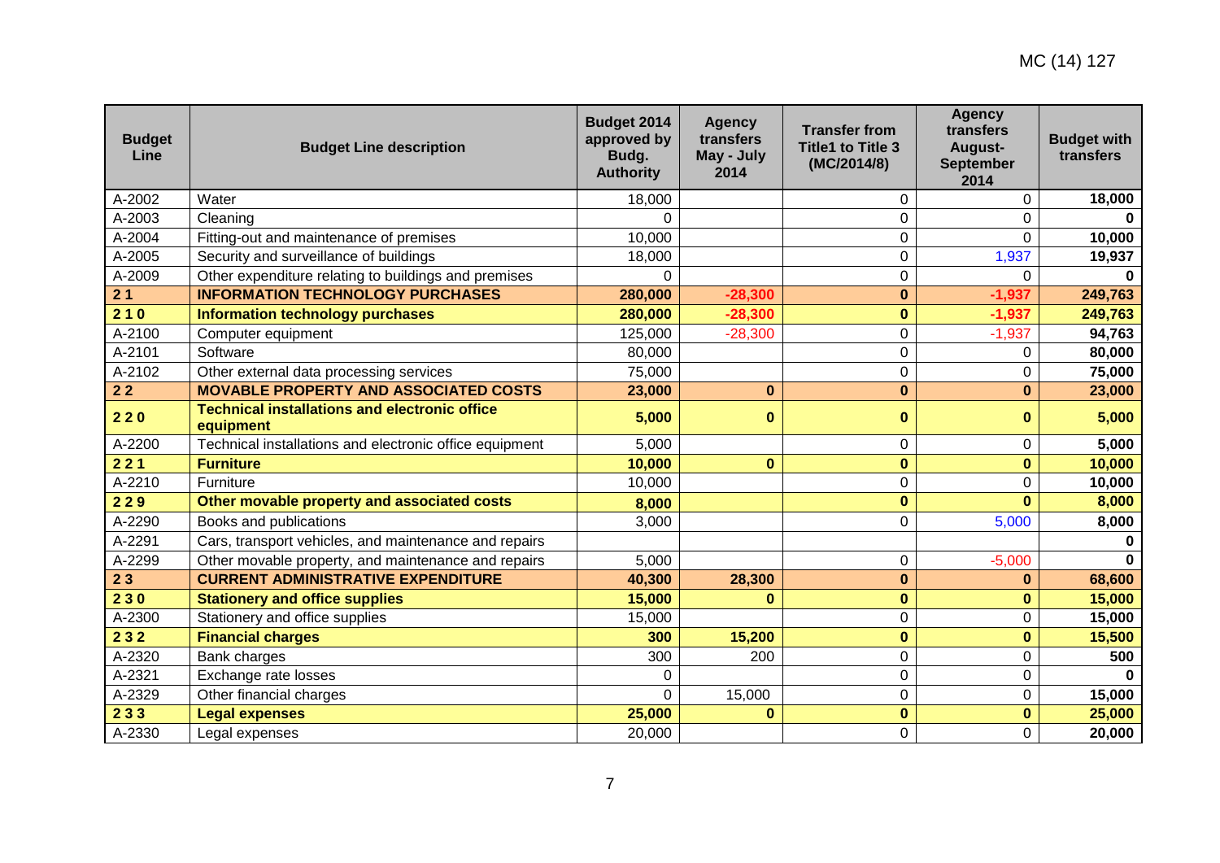MC (14) 127

| Budget Line | Budget Line description | Budget 2014 approved by Budg. Authority | Agency transfers May - July 2014 | Transfer from Title1 to Title 3 (MC/2014/8) | Agency transfers August-September 2014 | Budget with transfers |
|---|---|---|---|---|---|---|
| A-2002 | Water | 18,000 | | 0 | 0 | **18,000** |
| A-2003 | Cleaning | 0 | | 0 | 0 | **0** |
| A-2004 | Fitting-out and maintenance of premises | 10,000 | | 0 | 0 | **10,000** |
| A-2005 | Security and surveillance of buildings | 18,000 | | 0 | 1,937 | **19,937** |
| A-2009 | Other expenditure relating to buildings and premises | 0 | | 0 | 0 | **0** |
| **2 1** | **INFORMATION TECHNOLOGY PURCHASES** | **280,000** | **-28,300** | **0** | **-1,937** | **249,763** |
| **2 1 0** | **Information technology purchases** | **280,000** | **-28,300** | **0** | **-1,937** | **249,763** |
| A-2100 | Computer equipment | 125,000 | -28,300 | 0 | -1,937 | **94,763** |
| A-2101 | Software | 80,000 | | 0 | 0 | **80,000** |
| A-2102 | Other external data processing services | 75,000 | | 0 | 0 | **75,000** |
| **2 2** | **MOVABLE PROPERTY AND ASSOCIATED COSTS** | **23,000** | **0** | **0** | **0** | **23,000** |
| **2 2 0** | **Technical installations and electronic office equipment** | **5,000** | **0** | **0** | **0** | **5,000** |
| A-2200 | Technical installations and electronic office equipment | 5,000 | | 0 | 0 | **5,000** |
| **2 2 1** | **Furniture** | **10,000** | **0** | **0** | **0** | **10,000** |
| A-2210 | Furniture | 10,000 | | 0 | 0 | **10,000** |
| **2 2 9** | **Other movable property and associated costs** | **8,000** | | **0** | **0** | **8,000** |
| A-2290 | Books and publications | 3,000 | | 0 | 5,000 | **8,000** |
| A-2291 | Cars, transport vehicles, and maintenance and repairs | | | | | **0** |
| A-2299 | Other movable property, and maintenance and repairs | 5,000 | | 0 | -5,000 | **0** |
| **2 3** | **CURRENT ADMINISTRATIVE EXPENDITURE** | **40,300** | **28,300** | **0** | **0** | **68,600** |
| **2 3 0** | **Stationery and office supplies** | **15,000** | **0** | **0** | **0** | **15,000** |
| A-2300 | Stationery and office supplies | 15,000 | | 0 | 0 | **15,000** |
| **2 3 2** | **Financial charges** | **300** | **15,200** | **0** | **0** | **15,500** |
| A-2320 | Bank charges | 300 | 200 | 0 | 0 | **500** |
| A-2321 | Exchange rate losses | 0 | | 0 | 0 | **0** |
| A-2329 | Other financial charges | 0 | 15,000 | 0 | 0 | **15,000** |
| **2 3 3** | **Legal expenses** | **25,000** | **0** | **0** | **0** | **25,000** |
| A-2330 | Legal expenses | 20,000 | | 0 | 0 | **20,000** |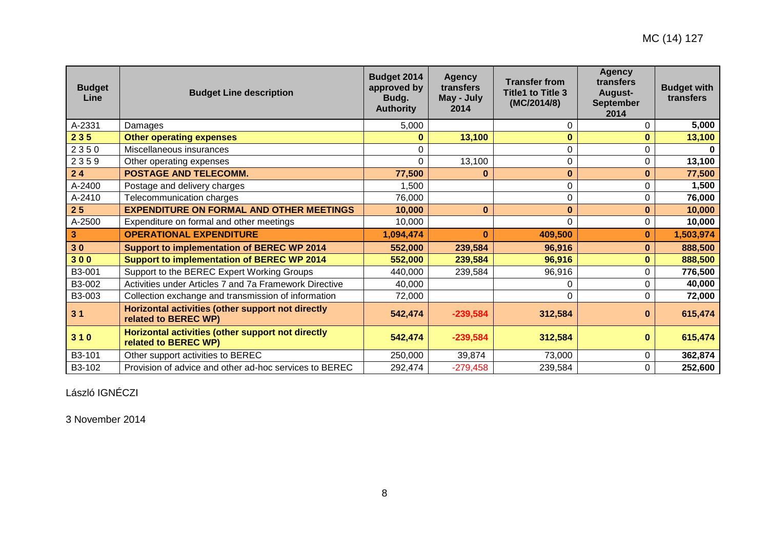| Budget Line | Budget Line description | Budget 2014 approved by Budg. Authority | Agency transfers May - July 2014 | Transfer from Title1 to Title 3 (MC/2014/8) | Agency transfers August-September 2014 | Budget with transfers |
|---|---|---|---|---|---|---|
| A-2331 | Damages | 5,000 | | 0 | 0 | **5,000** |
| **2 3 5** | **Other operating expenses** | **0** | **13,100** | **0** | **0** | **13,100** |
| 2 3 5 0 | Miscellaneous insurances | 0 | | 0 | 0 | **0** |
| 2 3 5 9 | Other operating expenses | 0 | 13,100 | 0 | 0 | **13,100** |
| **2 4** | **POSTAGE AND TELECOMM.** | **77,500** | **0** | **0** | **0** | **77,500** |
| A-2400 | Postage and delivery charges | 1,500 | | 0 | 0 | **1,500** |
| A-2410 | Telecommunication charges | 76,000 | | 0 | 0 | **76,000** |
| **2 5** | **EXPENDITURE ON FORMAL AND OTHER MEETINGS** | **10,000** | **0** | **0** | **0** | **10,000** |
| A-2500 | Expenditure on formal and other meetings | 10,000 | | 0 | 0 | **10,000** |
| **3** | **OPERATIONAL EXPENDITURE** | **1,094,474** | **0** | **409,500** | **0** | **1,503,974** |
| **3 0** | **Support to implementation of BEREC WP 2014** | **552,000** | **239,584** | **96,916** | **0** | **888,500** |
| **3 0 0** | **Support to implementation of BEREC WP 2014** | **552,000** | **239,584** | **96,916** | **0** | **888,500** |
| B3-001 | Support to the BEREC Expert Working Groups | 440,000 | 239,584 | 96,916 | 0 | **776,500** |
| B3-002 | Activities under Articles 7 and 7a Framework Directive | 40,000 | | 0 | 0 | **40,000** |
| B3-003 | Collection exchange and transmission of information | 72,000 | | 0 | 0 | **72,000** |
| **3 1** | **Horizontal activities (other support not directly related to BEREC WP)** | **542,474** | **-239,584** | **312,584** | **0** | **615,474** |
| **3 1 0** | **Horizontal activities (other support not directly related to BEREC WP)** | **542,474** | **-239,584** | **312,584** | **0** | **615,474** |
| B3-101 | Other support activities to BEREC | 250,000 | 39,874 | 73,000 | 0 | **362,874** |
| B3-102 | Provision of advice and other ad-hoc services to BEREC | 292,474 | -279,458 | 239,584 | 0 | **252,600** |

László IGNÉCZI

3 November 2014